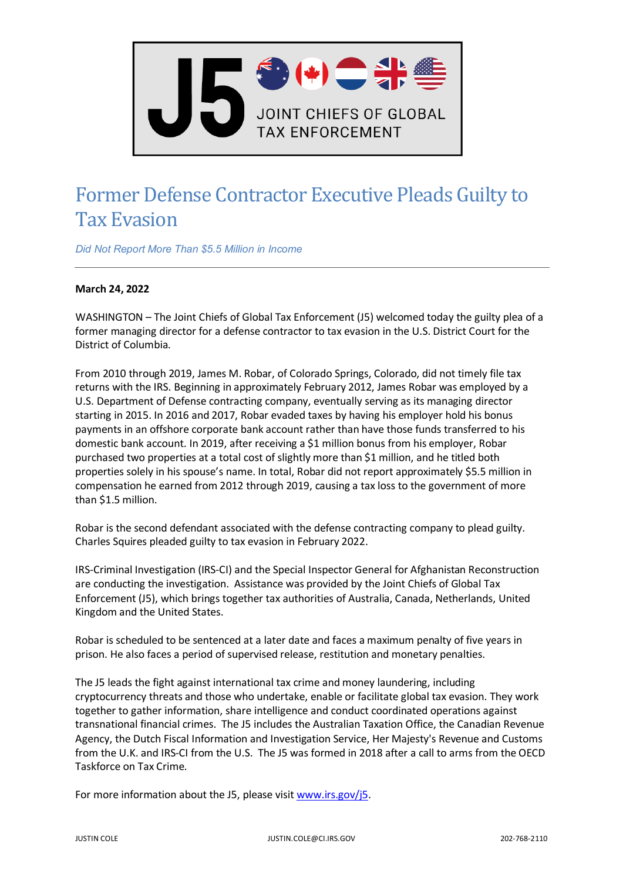J5 JOINT CHIEFS OF GLOBAL TAX ENFORCEMENT

# Former Defense Contractor Executive Pleads Guilty to Tax Evasion

*Did Not Report More Than $5.5 Million in Income*

---

**March 24, 2022**

WASHINGTON – The Joint Chiefs of Global Tax Enforcement (J5) welcomed today the guilty plea of a former managing director for a defense contractor to tax evasion in the U.S. District Court for the District of Columbia.

From 2010 through 2019, James M. Robar, of Colorado Springs, Colorado, did not timely file tax returns with the IRS. Beginning in approximately February 2012, James Robar was employed by a U.S. Department of Defense contracting company, eventually serving as its managing director starting in 2015. In 2016 and 2017, Robar evaded taxes by having his employer hold his bonus payments in an offshore corporate bank account rather than have those funds transferred to his domestic bank account. In 2019, after receiving a $1 million bonus from his employer, Robar purchased two properties at a total cost of slightly more than $1 million, and he titled both properties solely in his spouse's name. In total, Robar did not report approximately $5.5 million in compensation he earned from 2012 through 2019, causing a tax loss to the government of more than $1.5 million.

Robar is the second defendant associated with the defense contracting company to plead guilty. Charles Squires pleaded guilty to tax evasion in February 2022.

IRS-Criminal Investigation (IRS-CI) and the Special Inspector General for Afghanistan Reconstruction are conducting the investigation. Assistance was provided by the Joint Chiefs of Global Tax Enforcement (J5), which brings together tax authorities of Australia, Canada, Netherlands, United Kingdom and the United States.

Robar is scheduled to be sentenced at a later date and faces a maximum penalty of five years in prison. He also faces a period of supervised release, restitution and monetary penalties.

The J5 leads the fight against international tax crime and money laundering, including cryptocurrency threats and those who undertake, enable or facilitate global tax evasion. They work together to gather information, share intelligence and conduct coordinated operations against transnational financial crimes. The J5 includes the Australian Taxation Office, the Canadian Revenue Agency, the Dutch Fiscal Information and Investigation Service, Her Majesty's Revenue and Customs from the U.K. and IRS-CI from the U.S. The J5 was formed in 2018 after a call to arms from the OECD Taskforce on Tax Crime.

For more information about the J5, please visit [www.irs.gov/j5](www.irs.gov/j5).

JUSTIN COLE JUSTIN.COLE@CI.IRS.GOV 202-768-2110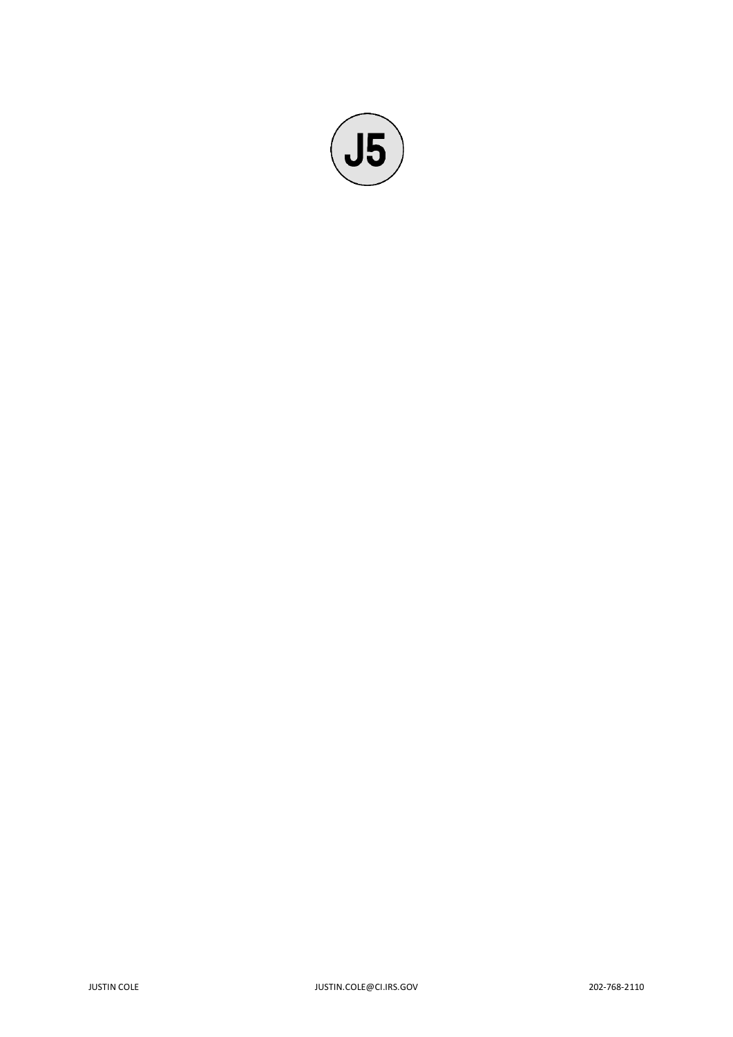**J5**